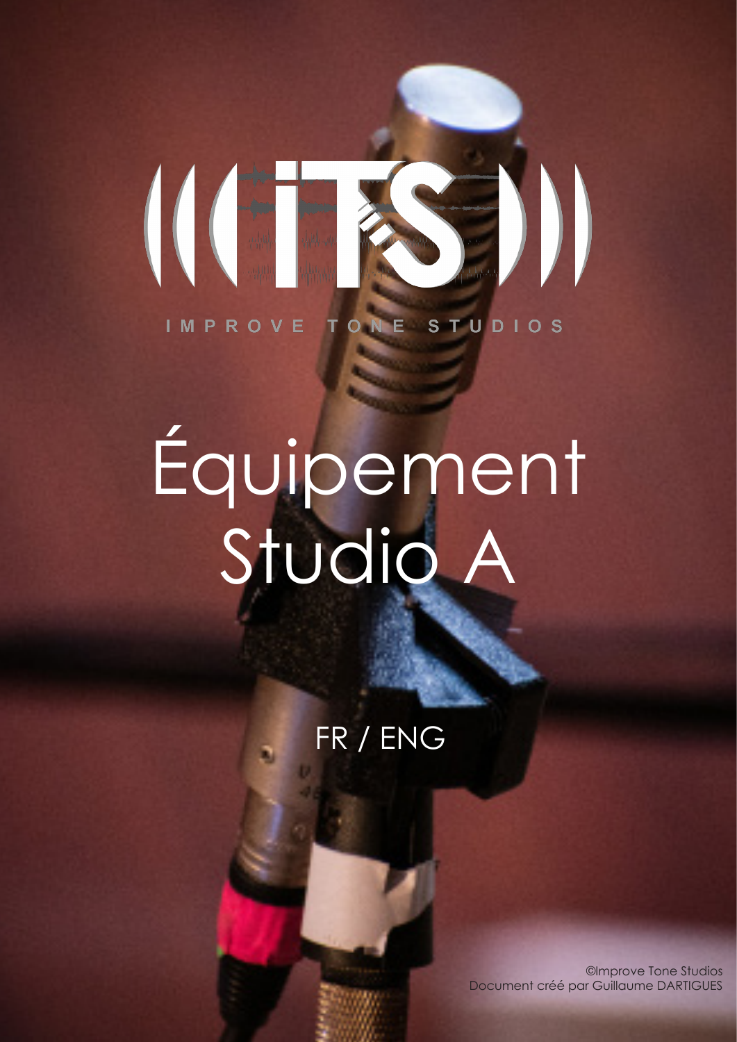IMPROVE TONE STUDIOS

# Équipement Studio A

FR / ENG

©Improve Tone Studios
Document créé par Guillaume DARTIGUES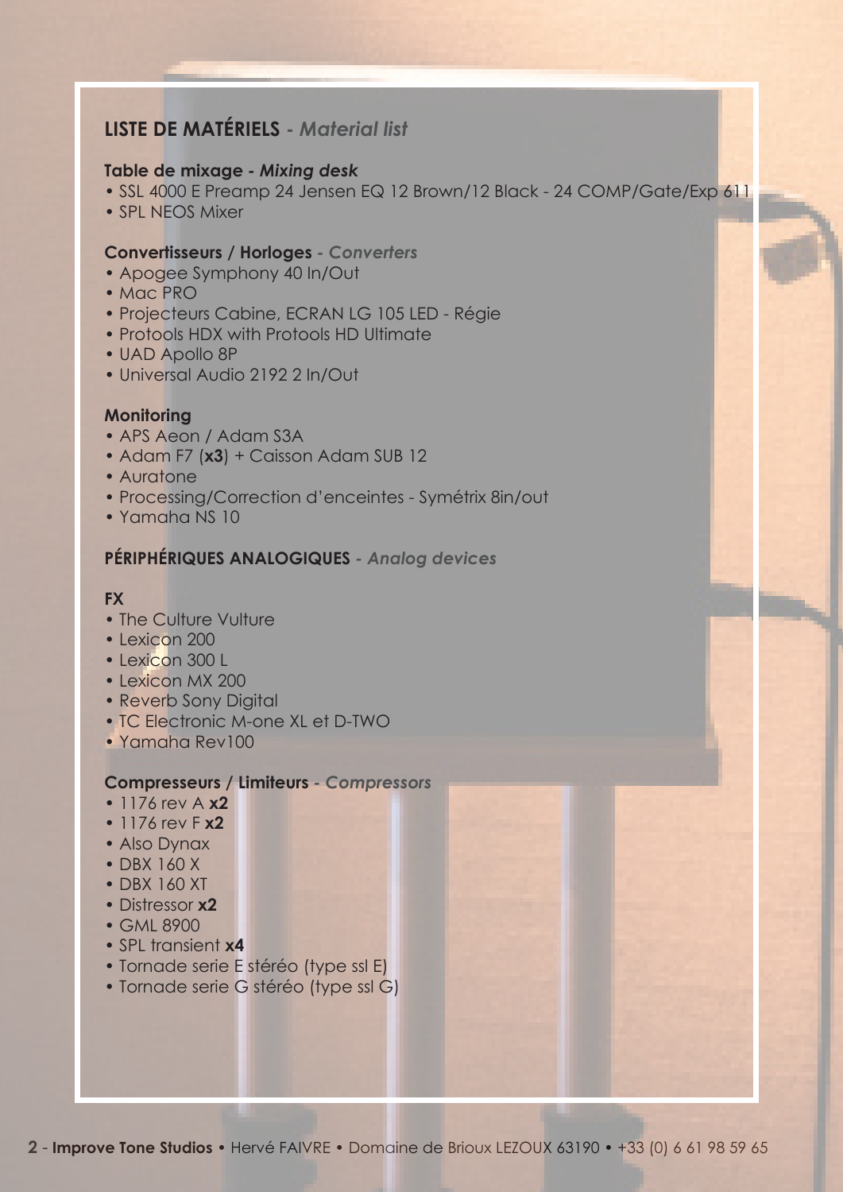## LISTE DE MATÉRIELS - *Material list*

### Table de mixage - *Mixing desk*

- SSL 4000 E Preamp 24 Jensen EQ 12 Brown/12 Black - 24 COMP/Gate/Exp 611
- SPL NEOS Mixer

### Convertisseurs / Horloges - *Converters*

- Apogee Symphony 40 In/Out
- Mac PRO
- Projecteurs Cabine, ECRAN LG 105 LED - Régie
- Protools HDX with Protools HD Ultimate
- UAD Apollo 8P
- Universal Audio 2192 2 In/Out

### Monitoring

- APS Aeon / Adam S3A
- Adam F7 (**x3**) + Caisson Adam SUB 12
- Auratone
- Processing/Correction d'enceintes - Symétrix 8in/out
- Yamaha NS 10

## PÉRIPHÉRIQUES ANALOGIQUES - *Analog devices*

### FX

- The Culture Vulture
- Lexicon 200
- Lexicon 300 L
- Lexicon MX 200
- Reverb Sony Digital
- TC Electronic M-one XL et D-TWO
- Yamaha Rev100

### Compresseurs / Limiteurs - *Compressors*

- 1176 rev A **x2**
- 1176 rev F **x2**
- Also Dynax
- DBX 160 X
- DBX 160 XT
- Distressor **x2**
- GML 8900
- SPL transient **x4**
- Tornade serie E stéréo (type ssl E)
- Tornade serie G stéréo (type ssl G)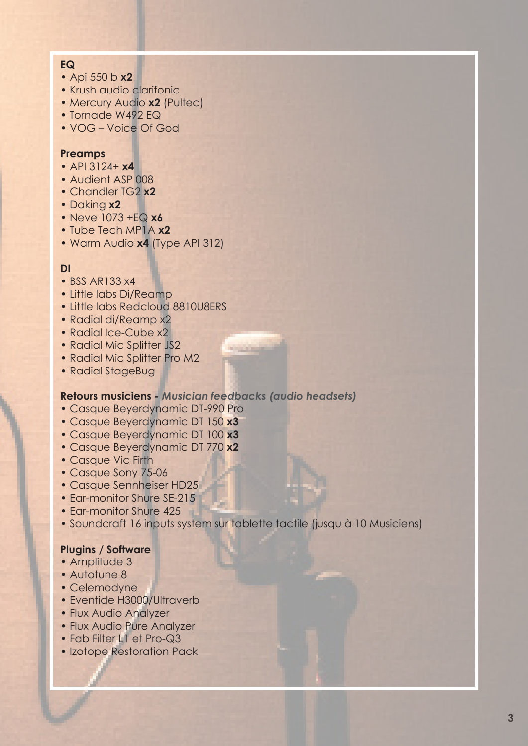**EQ**

- Api 550 b **x2**
- Krush audio clarifonic
- Mercury Audio **x2** (Pultec)
- Tornade W492 EQ
- VOG – Voice Of God

**Preamps**

- API 3124+ **x4**
- Audient ASP 008
- Chandler TG2 **x2**
- Daking **x2**
- Neve 1073 +EQ **x6**
- Tube Tech MP1A **x2**
- Warm Audio **x4** (Type API 312)

**DI**

- BSS AR133 x4
- Little labs Di/Reamp
- Little labs Redcloud 8810U8ERS
- Radial di/Reamp x2
- Radial Ice-Cube x2
- Radial Mic Splitter JS2
- Radial Mic Splitter Pro M2
- Radial StageBug

**Retours musiciens -** ***Musician feedbacks (audio headsets)***

- Casque Beyerdynamic DT-990 Pro
- Casque Beyerdynamic DT 150 **x3**
- Casque Beyerdynamic DT 100 **x3**
- Casque Beyerdynamic DT 770 **x2**
- Casque Vic Firth
- Casque Sony 75-06
- Casque Sennheiser HD25
- Ear-monitor Shure SE-215
- Ear-monitor Shure 425
- Soundcraft 16 inputs system sur tablette tactile (jusqu à 10 Musiciens)

**Plugins / Software**

- Amplitude 3
- Autotune 8
- Celemodyne
- Eventide H3000/Ultraverb
- Flux Audio Analyzer
- Flux Audio Pure Analyzer
- Fab Filter L1 et Pro-Q3
- Izotope Restoration Pack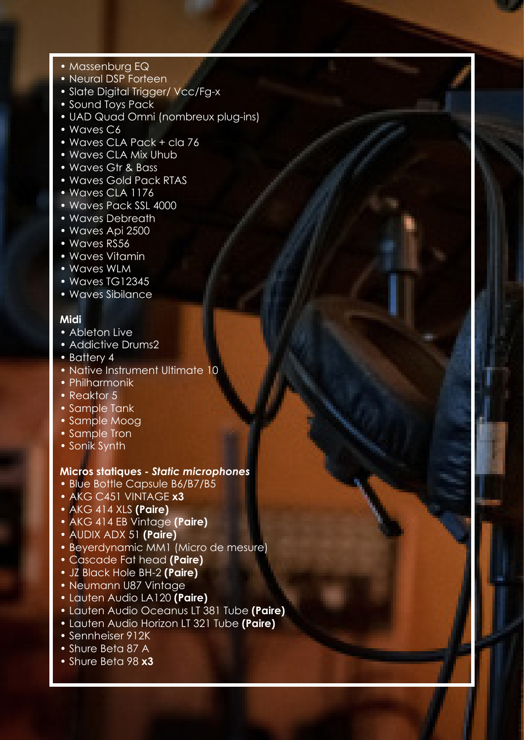- Massenburg EQ
- Neural DSP Forteen
- Slate Digital Trigger/ Vcc/Fg-x
- Sound Toys Pack
- UAD Quad Omni (nombreux plug-ins)
- Waves C6
- Waves CLA Pack + cla 76
- Waves CLA Mix Uhub
- Waves Gtr & Bass
- Waves Gold Pack RTAS
- Waves CLA 1176
- Waves Pack SSL 4000
- Waves Debreath
- Waves Api 2500
- Waves RS56
- Waves Vitamin
- Waves WLM
- Waves TG12345
- Waves Sibilance

**Midi**

- Ableton Live
- Addictive Drums2
- Battery 4
- Native Instrument Ultimate 10
- Philharmonik
- Reaktor 5
- Sample Tank
- Sample Moog
- Sample Tron
- Sonik Synth

***Micros statiques - Static microphones***

- Blue Bottle Capsule B6/B7/B5
- AKG C451 VINTAGE **x3**
- AKG 414 XLS **(Paire)**
- AKG 414 EB Vintage **(Paire)**
- AUDIX ADX 51 **(Paire)**
- Beyerdynamic MM1 (Micro de mesure)
- Cascade Fat head **(Paire)**
- JZ Black Hole BH-2 **(Paire)**
- Neumann U87 Vintage
- Lauten Audio LA120 **(Paire)**
- Lauten Audio Oceanus LT 381 Tube **(Paire)**
- Lauten Audio Horizon LT 321 Tube **(Paire)**
- Sennheiser 912K
- Shure Beta 87 A
- Shure Beta 98 **x3**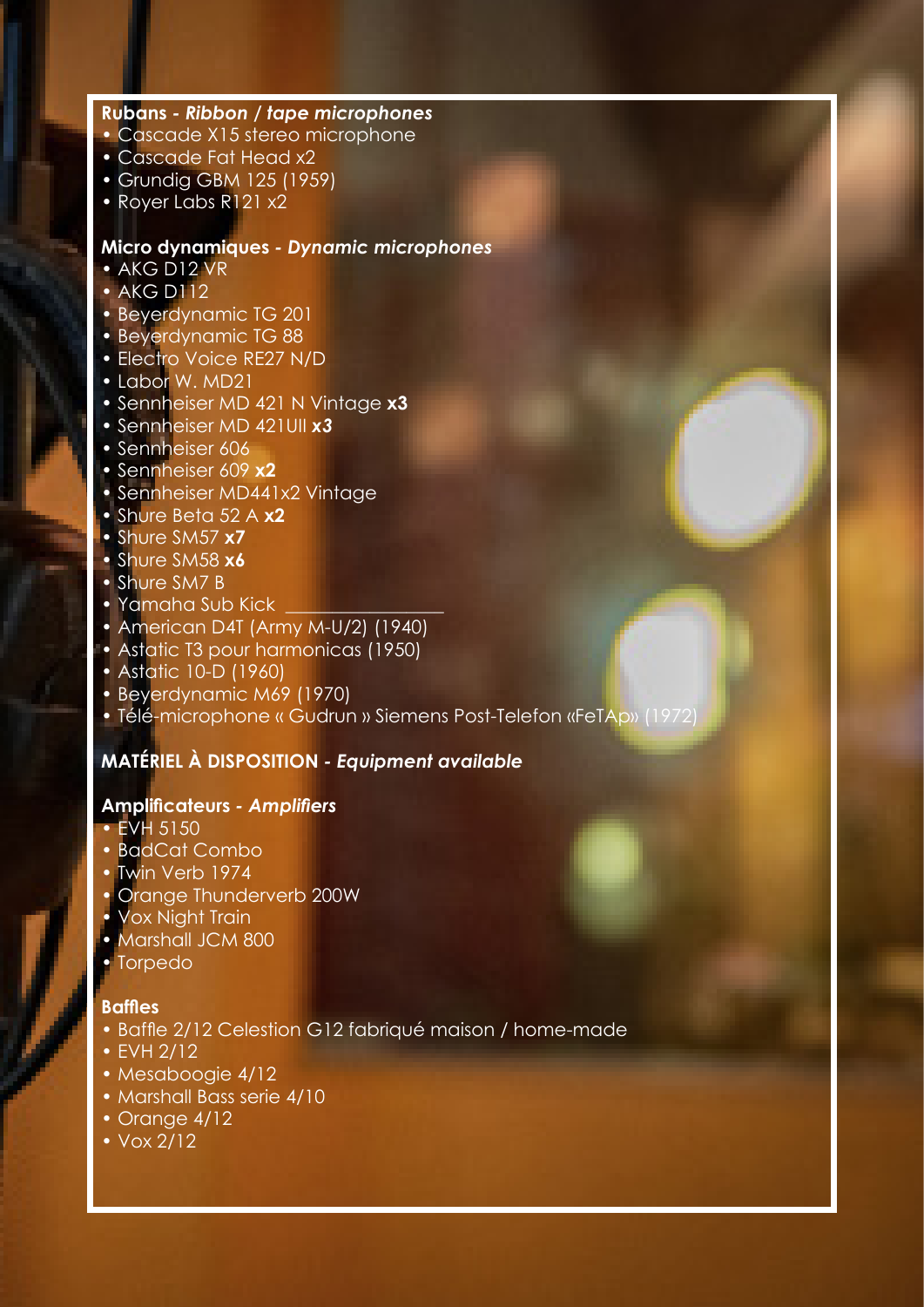### Rubans - *Ribbon / tape microphones*

- Cascade X15 stereo microphone
- Cascade Fat Head x2
- Grundig GBM 125 (1959)
- Royer Labs R121 x2

### Micro dynamiques - *Dynamic microphones*

- AKG D12 VR
- AKG D112
- Beyerdynamic TG 201
- Beyerdynamic TG 88
- Electro Voice RE27 N/D
- Labor W. MD21
- Sennheiser MD 421 N Vintage **x3**
- Sennheiser MD 421UII ***x3***
- Sennheiser 606
- Sennheiser 609 **x2**
- Sennheiser MD441x2 Vintage
- Shure Beta 52 A **x2**
- Shure SM57 **x7**
- Shure SM58 **x6**
- Shure SM7 B
- Yamaha Sub Kick
- American D4T (Army M-U/2) (1940)
- Astatic T3 pour harmonicas (1950)
- Astatic 10-D (1960)
- Beyerdynamic M69 (1970)
- Télé-microphone « Gudrun » Siemens Post-Telefon «FeTAp» (1972)

## MATÉRIEL À DISPOSITION - *Equipment available*

### Amplificateurs - *Amplifiers*

- EVH 5150
- BadCat Combo
- Twin Verb 1974
- Orange Thunderverb 200W
- Vox Night Train
- Marshall JCM 800
- Torpedo

### Baffles

- Baffle 2/12 Celestion G12 fabriqué maison / home-made
- EVH 2/12
- Mesaboogie 4/12
- Marshall Bass serie 4/10
- Orange 4/12
- Vox 2/12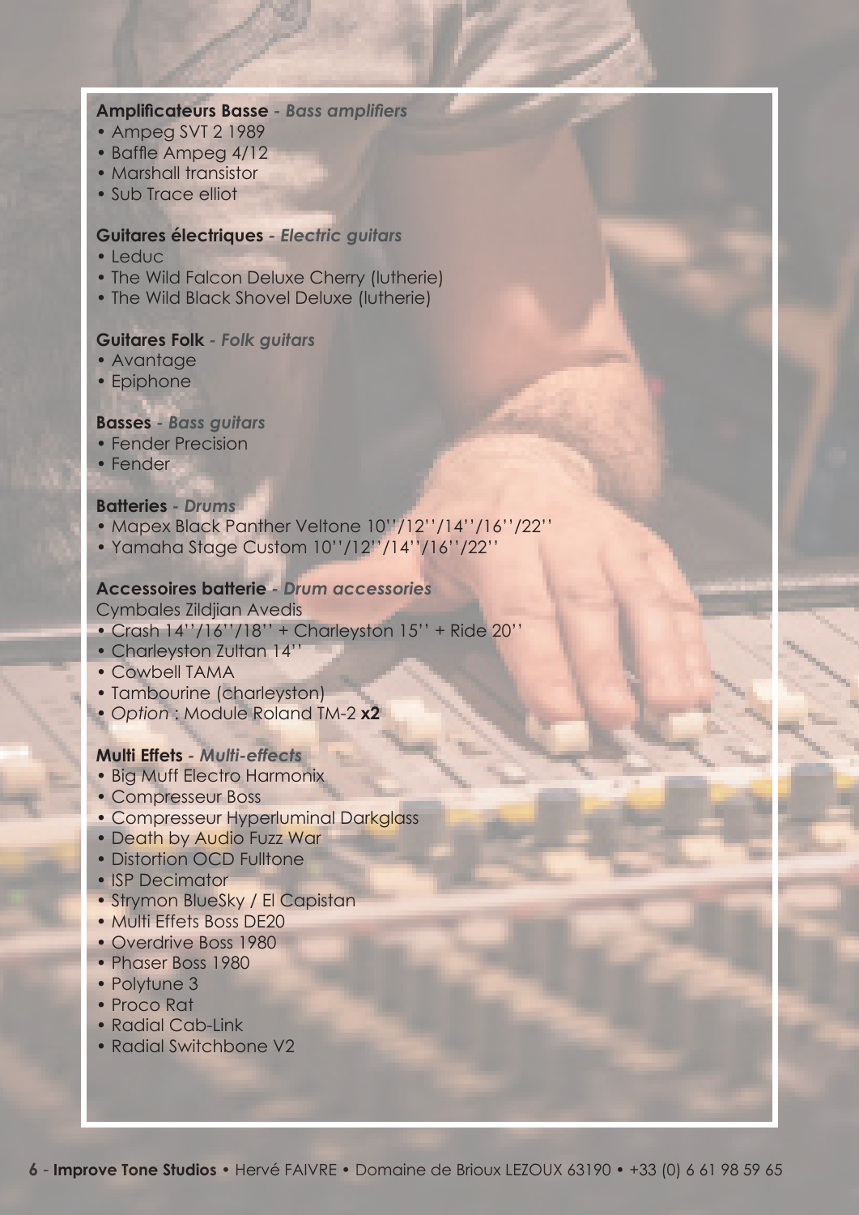**Amplificateurs Basse** - ***Bass amplifiers***
- Ampeg SVT 2 1989
- Baffle Ampeg 4/12
- Marshall transistor
- Sub Trace elliot

**Guitares électriques** - ***Electric guitars***
- Leduc
- The Wild Falcon Deluxe Cherry (lutherie)
- The Wild Black Shovel Deluxe (lutherie)

**Guitares Folk** - ***Folk guitars***
- Avantage
- Epiphone

**Basses** - ***Bass guitars***
- Fender Precision
- Fender

**Batteries** - ***Drums***
- Mapex Black Panther Veltone 10''/12''/14''/16''/22''
- Yamaha Stage Custom 10''/12''/14''/16''/22''

**Accessoires batterie** - ***Drum accessories***

Cymbales Zildjian Avedis
- Crash 14''/16''/18'' + Charleyston 15'' + Ride 20''
- Charleyston Zultan 14''
- Cowbell TAMA
- Tambourine (charleyston)
- *Option* : Module Roland TM-2 **x2**

**Multi Effets** - ***Multi-effects***
- Big Muff Electro Harmonix
- Compresseur Boss
- Compresseur Hyperluminal Darkglass
- Death by Audio Fuzz War
- Distortion OCD Fulltone
- ISP Decimator
- Strymon BlueSky / El Capistan
- Multi Effets Boss DE20
- Overdrive Boss 1980
- Phaser Boss 1980
- Polytune 3
- Proco Rat
- Radial Cab-Link
- Radial Switchbone V2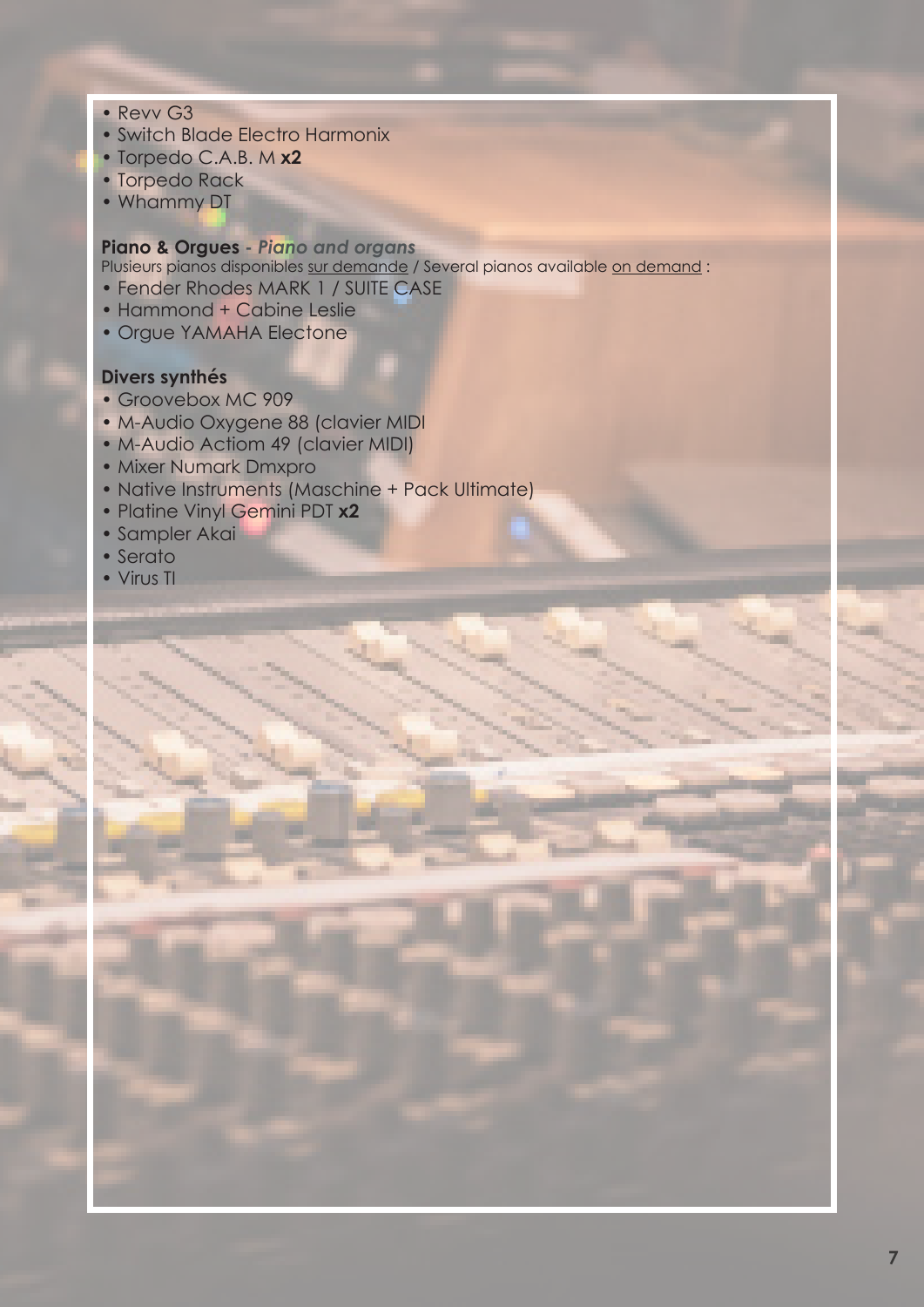- Revv G3
- Switch Blade Electro Harmonix
- Torpedo C.A.B. M **x2**
- Torpedo Rack
- Whammy DT

**Piano & Orgues** - ***Piano and organs***

Plusieurs pianos disponibles sur demande / Several pianos available on demand :

- Fender Rhodes MARK 1 / SUITE CASE
- Hammond + Cabine Leslie
- Orgue YAMAHA Electone

**Divers synthés**

- Groovebox MC 909
- M-Audio Oxygene 88 (clavier MIDI
- M-Audio Actiom 49 (clavier MIDI)
- Mixer Numark Dmxpro
- Native Instruments (Maschine + Pack Ultimate)
- Platine Vinyl Gemini PDT **x2**
- Sampler Akai
- Serato
- Virus TI